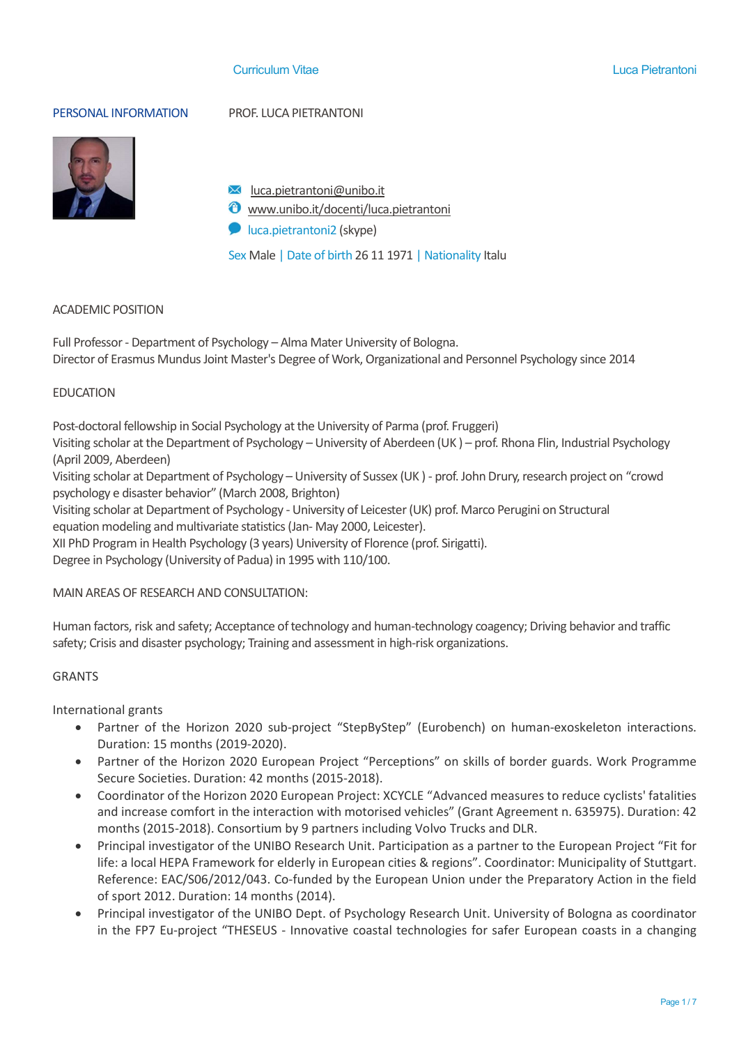## PERSONAL INFORMATION

PROF. LUCA PIETRANTONI

luca.pietrantoni@unibo.it
www.unibo.it/docenti/luca.pietrantoni
luca.pietrantoni2 (skype)

Sex Male | Date of birth 26 11 1971 | Nationality Italu

## ACADEMIC POSITION

Full Professor - Department of Psychology – Alma Mater University of Bologna.
Director of Erasmus Mundus Joint Master's Degree of Work, Organizational and Personnel Psychology since 2014

## EDUCATION

Post-doctoral fellowship in Social Psychology at the University of Parma (prof. Fruggeri)
Visiting scholar at the Department of Psychology – University of Aberdeen (UK ) – prof. Rhona Flin, Industrial Psychology (April 2009, Aberdeen)
Visiting scholar at Department of Psychology – University of Sussex (UK ) - prof. John Drury, research project on "crowd psychology e disaster behavior" (March 2008, Brighton)
Visiting scholar at Department of Psychology - University of Leicester (UK) prof. Marco Perugini on Structural equation modeling and multivariate statistics (Jan- May 2000, Leicester).
XII PhD Program in Health Psychology (3 years) University of Florence (prof. Sirigatti).
Degree in Psychology (University of Padua) in 1995 with 110/100.

## MAIN AREAS OF RESEARCH AND CONSULTATION:

Human factors, risk and safety; Acceptance of technology and human-technology coagency; Driving behavior and traffic safety; Crisis and disaster psychology; Training and assessment in high-risk organizations.

## GRANTS

International grants

- Partner of the Horizon 2020 sub-project "StepByStep" (Eurobench) on human-exoskeleton interactions. Duration: 15 months (2019-2020).
- Partner of the Horizon 2020 European Project "Perceptions" on skills of border guards. Work Programme Secure Societies. Duration: 42 months (2015-2018).
- Coordinator of the Horizon 2020 European Project: XCYCLE "Advanced measures to reduce cyclists' fatalities and increase comfort in the interaction with motorised vehicles" (Grant Agreement n. 635975). Duration: 42 months (2015-2018). Consortium by 9 partners including Volvo Trucks and DLR.
- Principal investigator of the UNIBO Research Unit. Participation as a partner to the European Project "Fit for life: a local HEPA Framework for elderly in European cities & regions". Coordinator: Municipality of Stuttgart. Reference: EAC/S06/2012/043. Co-funded by the European Union under the Preparatory Action in the field of sport 2012. Duration: 14 months (2014).
- Principal investigator of the UNIBO Dept. of Psychology Research Unit. University of Bologna as coordinator in the FP7 Eu-project "THESEUS - Innovative coastal technologies for safer European coasts in a changing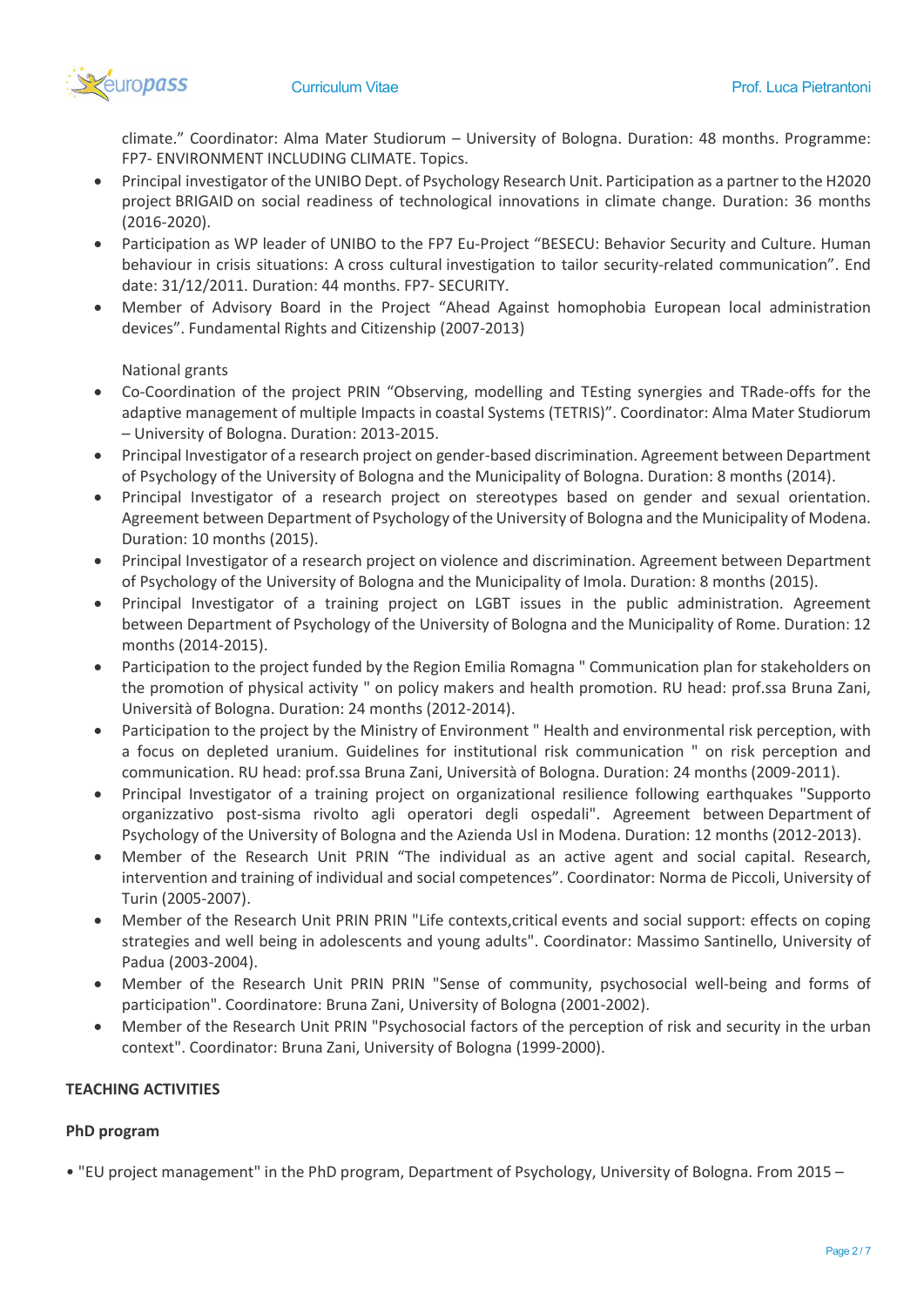climate." Coordinator: Alma Mater Studiorum – University of Bologna. Duration: 48 months. Programme: FP7- ENVIRONMENT INCLUDING CLIMATE. Topics.

- Principal investigator of the UNIBO Dept. of Psychology Research Unit. Participation as a partner to the H2020 project BRIGAID on social readiness of technological innovations in climate change. Duration: 36 months (2016-2020).
- Participation as WP leader of UNIBO to the FP7 Eu-Project "BESECU: Behavior Security and Culture. Human behaviour in crisis situations: A cross cultural investigation to tailor security-related communication". End date: 31/12/2011. Duration: 44 months. FP7- SECURITY.
- Member of Advisory Board in the Project "Ahead Against homophobia European local administration devices". Fundamental Rights and Citizenship (2007-2013)

National grants

- Co-Coordination of the project PRIN "Observing, modelling and TEsting synergies and TRade-offs for the adaptive management of multiple Impacts in coastal Systems (TETRIS)". Coordinator: Alma Mater Studiorum – University of Bologna. Duration: 2013-2015.
- Principal Investigator of a research project on gender-based discrimination. Agreement between Department of Psychology of the University of Bologna and the Municipality of Bologna. Duration: 8 months (2014).
- Principal Investigator of a research project on stereotypes based on gender and sexual orientation. Agreement between Department of Psychology of the University of Bologna and the Municipality of Modena. Duration: 10 months (2015).
- Principal Investigator of a research project on violence and discrimination. Agreement between Department of Psychology of the University of Bologna and the Municipality of Imola. Duration: 8 months (2015).
- Principal Investigator of a training project on LGBT issues in the public administration. Agreement between Department of Psychology of the University of Bologna and the Municipality of Rome. Duration: 12 months (2014-2015).
- Participation to the project funded by the Region Emilia Romagna " Communication plan for stakeholders on the promotion of physical activity " on policy makers and health promotion. RU head: prof.ssa Bruna Zani, Università of Bologna. Duration: 24 months (2012-2014).
- Participation to the project by the Ministry of Environment " Health and environmental risk perception, with a focus on depleted uranium. Guidelines for institutional risk communication " on risk perception and communication. RU head: prof.ssa Bruna Zani, Università di Bologna. Duration: 24 months (2009-2011).
- Principal Investigator of a training project on organizational resilience following earthquakes "Supporto organizzativo post-sisma rivolto agli operatori degli ospedali". Agreement between Department of Psychology of the University of Bologna and the Azienda Usl in Modena. Duration: 12 months (2012-2013).
- Member of the Research Unit PRIN "The individual as an active agent and social capital. Research, intervention and training of individual and social competences". Coordinator: Norma de Piccoli, University of Turin (2005-2007).
- Member of the Research Unit PRIN PRIN "Life contexts,critical events and social support: effects on coping strategies and well being in adolescents and young adults". Coordinator: Massimo Santinello, University of Padua (2003-2004).
- Member of the Research Unit PRIN PRIN "Sense of community, psychosocial well-being and forms of participation". Coordinator: Bruna Zani, University of Bologna (2001-2002).
- Member of the Research Unit PRIN "Psychosocial factors of the perception of risk and security in the urban context". Coordinator: Bruna Zani, University of Bologna (1999-2000).

**TEACHING ACTIVITIES**

**PhD program**

- "EU project management" in the PhD program, Department of Psychology, University of Bologna. From 2015 –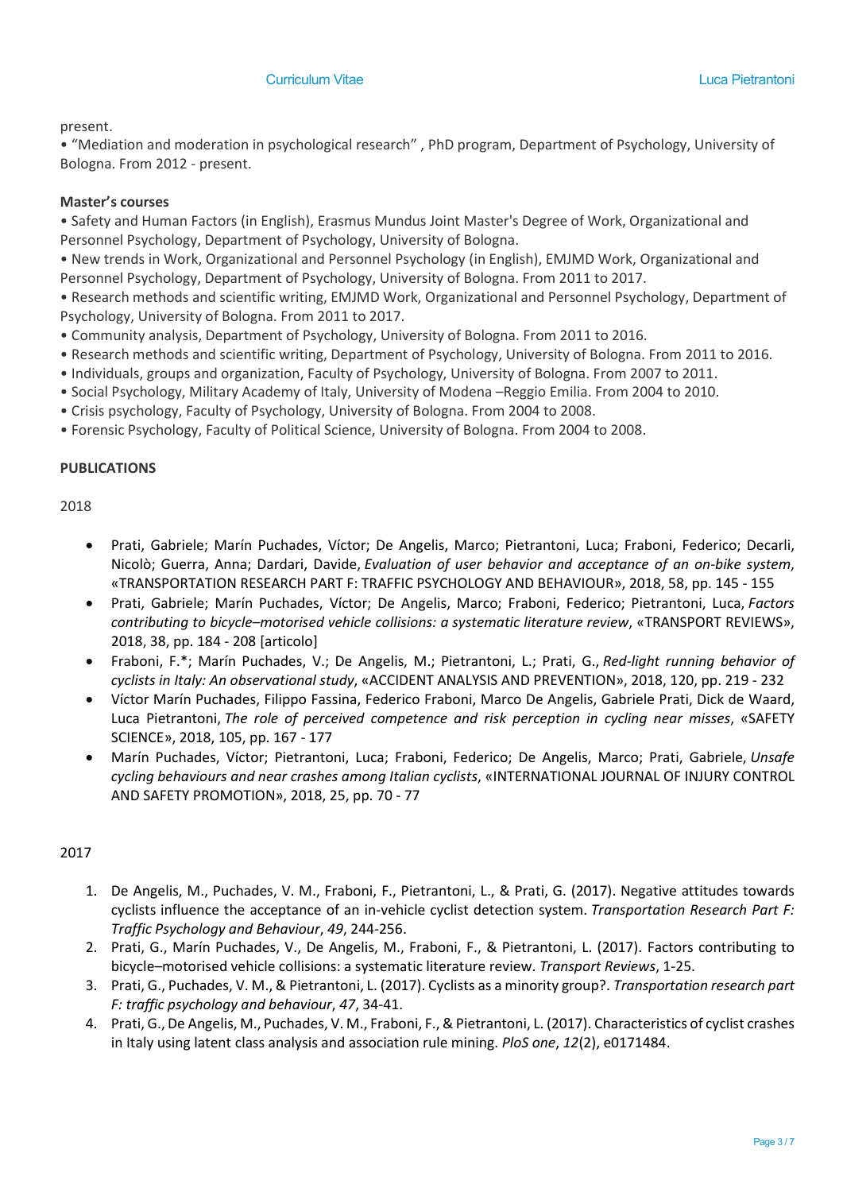present.

• "Mediation and moderation in psychological research" , PhD program, Department of Psychology, University of Bologna. From 2012 - present.

**Master's courses**

• Safety and Human Factors (in English), Erasmus Mundus Joint Master's Degree of Work, Organizational and Personnel Psychology, Department of Psychology, University of Bologna.
• New trends in Work, Organizational and Personnel Psychology (in English), EMJMD Work, Organizational and Personnel Psychology, Department of Psychology, University of Bologna. From 2011 to 2017.
• Research methods and scientific writing, EMJMD Work, Organizational and Personnel Psychology, Department of Psychology, University of Bologna. From 2011 to 2017.
• Community analysis, Department of Psychology, University of Bologna. From 2011 to 2016.
• Research methods and scientific writing, Department of Psychology, University of Bologna. From 2011 to 2016.
• Individuals, groups and organization, Faculty of Psychology, University of Bologna. From 2007 to 2011.
• Social Psychology, Military Academy of Italy, University of Modena –Reggio Emilia. From 2004 to 2010.
• Crisis psychology, Faculty of Psychology, University of Bologna. From 2004 to 2008.
• Forensic Psychology, Faculty of Political Science, University of Bologna. From 2004 to 2008.

**PUBLICATIONS**

2018

- Prati, Gabriele; Marín Puchades, Víctor; De Angelis, Marco; Pietrantoni, Luca; Fraboni, Federico; Decarli, Nicolò; Guerra, Anna; Dardari, Davide, *Evaluation of user behavior and acceptance of an on-bike system*, «TRANSPORTATION RESEARCH PART F: TRAFFIC PSYCHOLOGY AND BEHAVIOUR», 2018, 58, pp. 145 - 155
- Prati, Gabriele; Marín Puchades, Víctor; De Angelis, Marco; Fraboni, Federico; Pietrantoni, Luca, *Factors contributing to bicycle–motorised vehicle collisions: a systematic literature review*, «TRANSPORT REVIEWS», 2018, 38, pp. 184 - 208 [articolo]
- Fraboni, F.*; Marín Puchades, V.; De Angelis, M.; Pietrantoni, L.; Prati, G., *Red-light running behavior of cyclists in Italy: An observational study*, «ACCIDENT ANALYSIS AND PREVENTION», 2018, 120, pp. 219 - 232
- Víctor Marín Puchades, Filippo Fassina, Federico Fraboni, Marco De Angelis, Gabriele Prati, Dick de Waard, Luca Pietrantoni, *The role of perceived competence and risk perception in cycling near misses*, «SAFETY SCIENCE», 2018, 105, pp. 167 - 177
- Marín Puchades, Víctor; Pietrantoni, Luca; Fraboni, Federico; De Angelis, Marco; Prati, Gabriele, *Unsafe cycling behaviours and near crashes among Italian cyclists*, «INTERNATIONAL JOURNAL OF INJURY CONTROL AND SAFETY PROMOTION», 2018, 25, pp. 70 - 77

2017

1. De Angelis, M., Puchades, V. M., Fraboni, F., Pietrantoni, L., & Prati, G. (2017). Negative attitudes towards cyclists influence the acceptance of an in-vehicle cyclist detection system. *Transportation Research Part F: Traffic Psychology and Behaviour*, *49*, 244-256.
2. Prati, G., Marín Puchades, V., De Angelis, M., Fraboni, F., & Pietrantoni, L. (2017). Factors contributing to bicycle–motorised vehicle collisions: a systematic literature review. *Transport Reviews*, 1-25.
3. Prati, G., Puchades, V. M., & Pietrantoni, L. (2017). Cyclists as a minority group?. *Transportation research part F: traffic psychology and behaviour*, *47*, 34-41.
4. Prati, G., De Angelis, M., Puchades, V. M., Fraboni, F., & Pietrantoni, L. (2017). Characteristics of cyclist crashes in Italy using latent class analysis and association rule mining. *PloS one*, *12*(2), e0171484.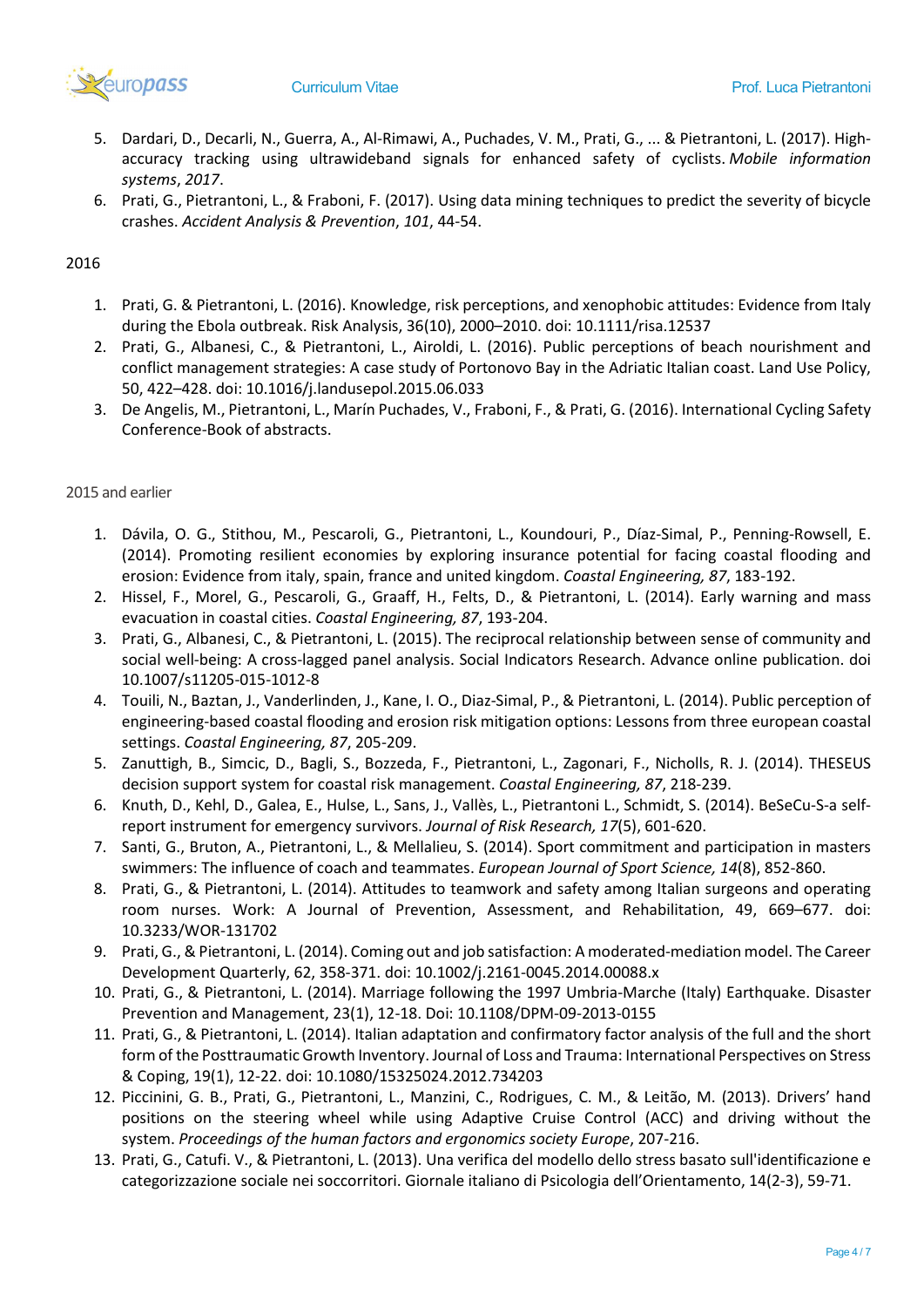5. Dardari, D., Decarli, N., Guerra, A., Al-Rimawi, A., Puchades, V. M., Prati, G., ... & Pietrantoni, L. (2017). High-accuracy tracking using ultrawideband signals for enhanced safety of cyclists. *Mobile information systems*, *2017*.
6. Prati, G., Pietrantoni, L., & Fraboni, F. (2017). Using data mining techniques to predict the severity of bicycle crashes. *Accident Analysis & Prevention*, *101*, 44-54.

2016

1. Prati, G. & Pietrantoni, L. (2016). Knowledge, risk perceptions, and xenophobic attitudes: Evidence from Italy during the Ebola outbreak. Risk Analysis, 36(10), 2000–2010. doi: 10.1111/risa.12537
2. Prati, G., Albanesi, C., & Pietrantoni, L., Airoldi, L. (2016). Public perceptions of beach nourishment and conflict management strategies: A case study of Portonovo Bay in the Adriatic Italian coast. Land Use Policy, 50, 422–428. doi: 10.1016/j.landusepol.2015.06.033
3. De Angelis, M., Pietrantoni, L., Marín Puchades, V., Fraboni, F., & Prati, G. (2016). International Cycling Safety Conference-Book of abstracts.

2015 and earlier

1. Dávila, O. G., Stithou, M., Pescaroli, G., Pietrantoni, L., Koundouri, P., Díaz-Simal, P., Penning-Rowsell, E. (2014). Promoting resilient economies by exploring insurance potential for facing coastal flooding and erosion: Evidence from italy, spain, france and united kingdom. *Coastal Engineering, 87*, 183-192.
2. Hissel, F., Morel, G., Pescaroli, G., Graaff, H., Felts, D., & Pietrantoni, L. (2014). Early warning and mass evacuation in coastal cities. *Coastal Engineering, 87*, 193-204.
3. Prati, G., Albanesi, C., & Pietrantoni, L. (2015). The reciprocal relationship between sense of community and social well-being: A cross-lagged panel analysis. Social Indicators Research. Advance online publication. doi 10.1007/s11205-015-1012-8
4. Touili, N., Baztan, J., Vanderlinden, J., Kane, I. O., Diaz-Simal, P., & Pietrantoni, L. (2014). Public perception of engineering-based coastal flooding and erosion risk mitigation options: Lessons from three european coastal settings. *Coastal Engineering, 87*, 205-209.
5. Zanuttigh, B., Simcic, D., Bagli, S., Bozzeda, F., Pietrantoni, L., Zagonari, F., Nicholls, R. J. (2014). THESEUS decision support system for coastal risk management. *Coastal Engineering, 87*, 218-239.
6. Knuth, D., Kehl, D., Galea, E., Hulse, L., Sans, J., Vallès, L., Pietrantoni L., Schmidt, S. (2014). BeSeCu-S-a self-report instrument for emergency survivors. *Journal of Risk Research, 17*(5), 601-620.
7. Santi, G., Bruton, A., Pietrantoni, L., & Mellalieu, S. (2014). Sport commitment and participation in masters swimmers: The influence of coach and teammates. *European Journal of Sport Science, 14*(8), 852-860.
8. Prati, G., & Pietrantoni, L. (2014). Attitudes to teamwork and safety among Italian surgeons and operating room nurses. Work: A Journal of Prevention, Assessment, and Rehabilitation, 49, 669–677. doi: 10.3233/WOR-131702
9. Prati, G., & Pietrantoni, L. (2014). Coming out and job satisfaction: A moderated-mediation model. The Career Development Quarterly, 62, 358-371. doi: 10.1002/j.2161-0045.2014.00088.x
10. Prati, G., & Pietrantoni, L. (2014). Marriage following the 1997 Umbria-Marche (Italy) Earthquake. Disaster Prevention and Management, 23(1), 12-18. Doi: 10.1108/DPM-09-2013-0155
11. Prati, G., & Pietrantoni, L. (2014). Italian adaptation and confirmatory factor analysis of the full and the short form of the Posttraumatic Growth Inventory. Journal of Loss and Trauma: International Perspectives on Stress & Coping, 19(1), 12-22. doi: 10.1080/15325024.2012.734203
12. Piccinini, G. B., Prati, G., Pietrantoni, L., Manzini, C., Rodrigues, C. M., & Leitão, M. (2013). Drivers' hand positions on the steering wheel while using Adaptive Cruise Control (ACC) and driving without the system. *Proceedings of the human factors and ergonomics society Europe*, 207-216.
13. Prati, G., Catufi. V., & Pietrantoni, L. (2013). Una verifica del modello dello stress basato sull'identificazione e categorizzazione sociale nei soccorritori. Giornale italiano di Psicologia dell'Orientamento, 14(2-3), 59-71.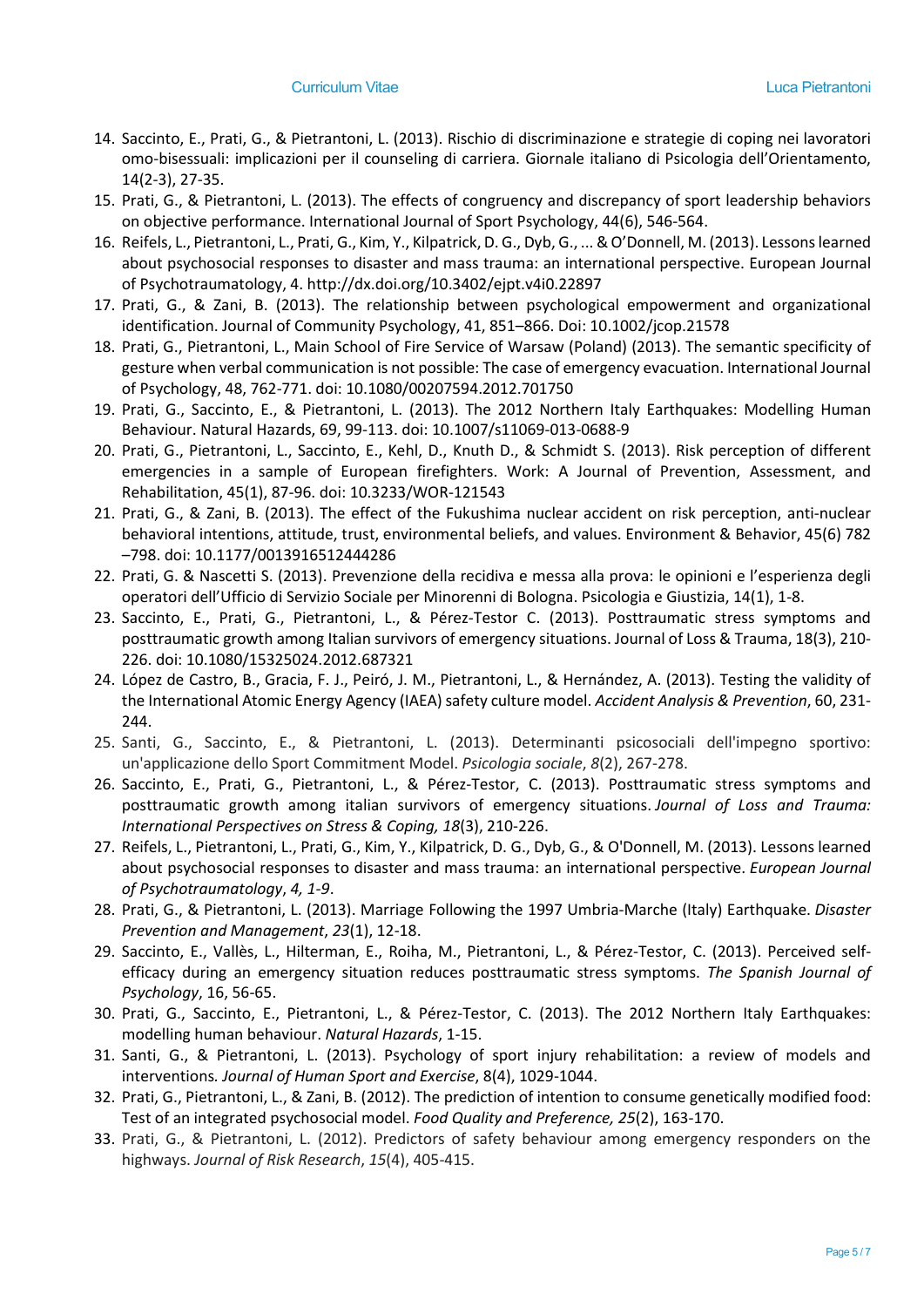14. Saccinto, E., Prati, G., & Pietrantoni, L. (2013). Rischio di discriminazione e strategie di coping nei lavoratori omo-bisessuali: implicazioni per il counseling di carriera. Giornale italiano di Psicologia dell'Orientamento, 14(2-3), 27-35.
15. Prati, G., & Pietrantoni, L. (2013). The effects of congruency and discrepancy of sport leadership behaviors on objective performance. International Journal of Sport Psychology, 44(6), 546-564.
16. Reifels, L., Pietrantoni, L., Prati, G., Kim, Y., Kilpatrick, D. G., Dyb, G., ... & O'Donnell, M. (2013). Lessons learned about psychosocial responses to disaster and mass trauma: an international perspective. European Journal of Psychotraumatology, 4. http://dx.doi.org/10.3402/ejpt.v4i0.22897
17. Prati, G., & Zani, B. (2013). The relationship between psychological empowerment and organizational identification. Journal of Community Psychology, 41, 851–866. Doi: 10.1002/jcop.21578
18. Prati, G., Pietrantoni, L., Main School of Fire Service of Warsaw (Poland) (2013). The semantic specificity of gesture when verbal communication is not possible: The case of emergency evacuation. International Journal of Psychology, 48, 762-771. doi: 10.1080/00207594.2012.701750
19. Prati, G., Saccinto, E., & Pietrantoni, L. (2013). The 2012 Northern Italy Earthquakes: Modelling Human Behaviour. Natural Hazards, 69, 99-113. doi: 10.1007/s11069-013-0688-9
20. Prati, G., Pietrantoni, L., Saccinto, E., Kehl, D., Knuth D., & Schmidt S. (2013). Risk perception of different emergencies in a sample of European firefighters. Work: A Journal of Prevention, Assessment, and Rehabilitation, 45(1), 87-96. doi: 10.3233/WOR-121543
21. Prati, G., & Zani, B. (2013). The effect of the Fukushima nuclear accident on risk perception, anti-nuclear behavioral intentions, attitude, trust, environmental beliefs, and values. Environment & Behavior, 45(6) 782–798. doi: 10.1177/0013916512444286
22. Prati, G. & Nascetti S. (2013). Prevenzione della recidiva e messa alla prova: le opinioni e l'esperienza degli operatori dell'Ufficio di Servizio Sociale per Minorenni di Bologna. Psicologia e Giustizia, 14(1), 1-8.
23. Saccinto, E., Prati, G., Pietrantoni, L., & Pérez-Testor C. (2013). Posttraumatic stress symptoms and posttraumatic growth among Italian survivors of emergency situations. Journal of Loss & Trauma, 18(3), 210-226. doi: 10.1080/15325024.2012.687321
24. López de Castro, B., Gracia, F. J., Peiró, J. M., Pietrantoni, L., & Hernández, A. (2013). Testing the validity of the International Atomic Energy Agency (IAEA) safety culture model. *Accident Analysis & Prevention*, 60, 231-244.
25. Santi, G., Saccinto, E., & Pietrantoni, L. (2013). Determinanti psicosociali dell'impegno sportivo: un'applicazione dello Sport Commitment Model. *Psicologia sociale*, *8*(2), 267-278.
26. Saccinto, E., Prati, G., Pietrantoni, L., & Pérez-Testor, C. (2013). Posttraumatic stress symptoms and posttraumatic growth among italian survivors of emergency situations. *Journal of Loss and Trauma: International Perspectives on Stress & Coping, 18*(3), 210-226.
27. Reifels, L., Pietrantoni, L., Prati, G., Kim, Y., Kilpatrick, D. G., Dyb, G., & O'Donnell, M. (2013). Lessons learned about psychosocial responses to disaster and mass trauma: an international perspective. *European Journal of Psychotraumatology*, *4, 1-9*.
28. Prati, G., & Pietrantoni, L. (2013). Marriage Following the 1997 Umbria-Marche (Italy) Earthquake. *Disaster Prevention and Management*, *23*(1), 12-18.
29. Saccinto, E., Vallès, L., Hilterman, E., Roiha, M., Pietrantoni, L., & Pérez-Testor, C. (2013). Perceived self-efficacy during an emergency situation reduces posttraumatic stress symptoms. *The Spanish Journal of Psychology*, 16, 56-65.
30. Prati, G., Saccinto, E., Pietrantoni, L., & Pérez-Testor, C. (2013). The 2012 Northern Italy Earthquakes: modelling human behaviour. *Natural Hazards*, 1-15.
31. Santi, G., & Pietrantoni, L. (2013). Psychology of sport injury rehabilitation: a review of models and interventions*. Journal of Human Sport and Exercise*, 8(4), 1029-1044.
32. Prati, G., Pietrantoni, L., & Zani, B. (2012). The prediction of intention to consume genetically modified food: Test of an integrated psychosocial model. *Food Quality and Preference, 25*(2), 163-170.
33. Prati, G., & Pietrantoni, L. (2012). Predictors of safety behaviour among emergency responders on the highways. *Journal of Risk Research*, *15*(4), 405-415.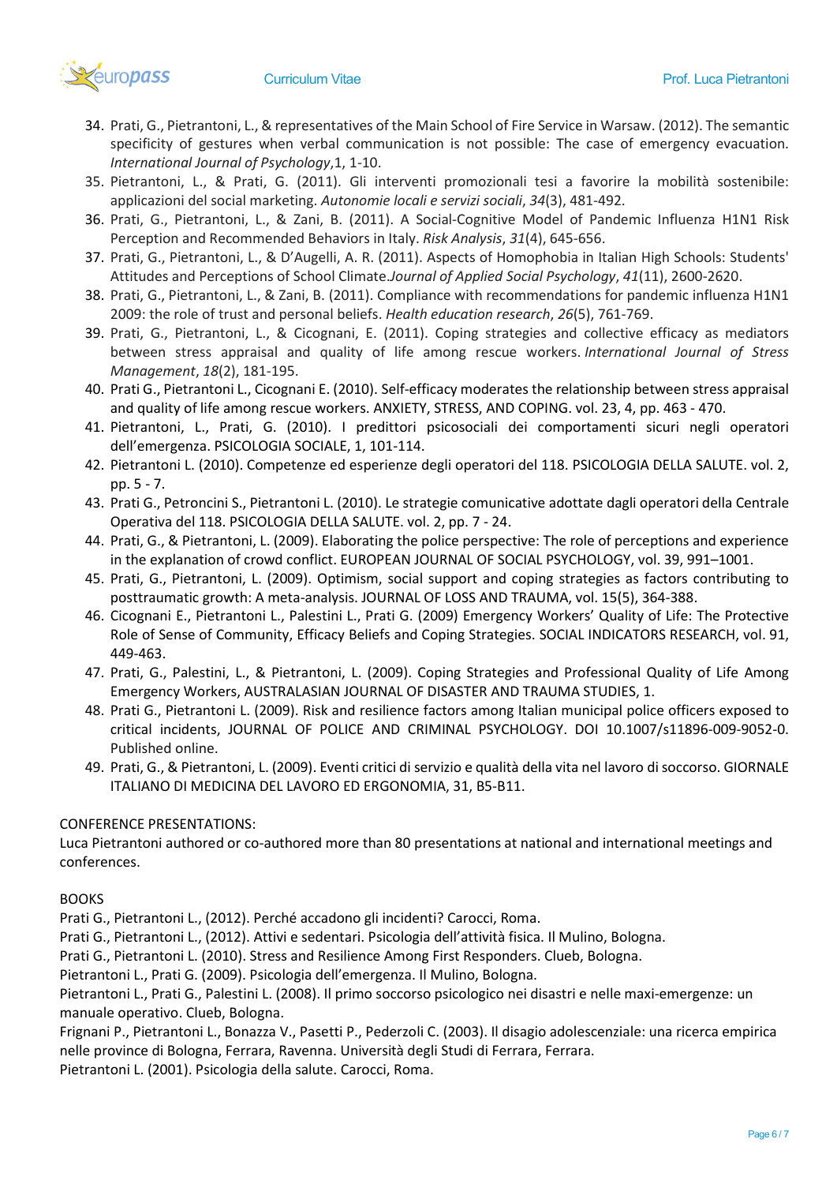34. Prati, G., Pietrantoni, L., & representatives of the Main School of Fire Service in Warsaw. (2012). The semantic specificity of gestures when verbal communication is not possible: The case of emergency evacuation. *International Journal of Psychology*,1, 1-10.
35. Pietrantoni, L., & Prati, G. (2011). Gli interventi promozionali tesi a favorire la mobilità sostenibile: applicazioni del social marketing. *Autonomie locali e servizi sociali*, *34*(3), 481-492.
36. Prati, G., Pietrantoni, L., & Zani, B. (2011). A Social-Cognitive Model of Pandemic Influenza H1N1 Risk Perception and Recommended Behaviors in Italy. *Risk Analysis*, *31*(4), 645-656.
37. Prati, G., Pietrantoni, L., & D'Augelli, A. R. (2011). Aspects of Homophobia in Italian High Schools: Students' Attitudes and Perceptions of School Climate.*Journal of Applied Social Psychology*, *41*(11), 2600-2620.
38. Prati, G., Pietrantoni, L., & Zani, B. (2011). Compliance with recommendations for pandemic influenza H1N1 2009: the role of trust and personal beliefs. *Health education research*, *26*(5), 761-769.
39. Prati, G., Pietrantoni, L., & Cicognani, E. (2011). Coping strategies and collective efficacy as mediators between stress appraisal and quality of life among rescue workers. *International Journal of Stress Management*, *18*(2), 181-195.
40. Prati G., Pietrantoni L., Cicognani E. (2010). Self-efficacy moderates the relationship between stress appraisal and quality of life among rescue workers. ANXIETY, STRESS, AND COPING. vol. 23, 4, pp. 463 - 470.
41. Pietrantoni, L., Prati, G. (2010). I predittori psicosociali dei comportamenti sicuri negli operatori dell'emergenza. PSICOLOGIA SOCIALE, 1, 101-114.
42. Pietrantoni L. (2010). Competenze ed esperienze degli operatori del 118. PSICOLOGIA DELLA SALUTE. vol. 2, pp. 5 - 7.
43. Prati G., Petroncini S., Pietrantoni L. (2010). Le strategie comunicative adottate dagli operatori della Centrale Operativa del 118. PSICOLOGIA DELLA SALUTE. vol. 2, pp. 7 - 24.
44. Prati, G., & Pietrantoni, L. (2009). Elaborating the police perspective: The role of perceptions and experience in the explanation of crowd conflict. EUROPEAN JOURNAL OF SOCIAL PSYCHOLOGY, vol. 39, 991–1001.
45. Prati, G., Pietrantoni, L. (2009). Optimism, social support and coping strategies as factors contributing to posttraumatic growth: A meta-analysis. JOURNAL OF LOSS AND TRAUMA, vol. 15(5), 364-388.
46. Cicognani E., Pietrantoni L., Palestini L., Prati G. (2009) Emergency Workers' Quality of Life: The Protective Role of Sense of Community, Efficacy Beliefs and Coping Strategies. SOCIAL INDICATORS RESEARCH, vol. 91, 449-463.
47. Prati, G., Palestini, L., & Pietrantoni, L. (2009). Coping Strategies and Professional Quality of Life Among Emergency Workers, AUSTRALASIAN JOURNAL OF DISASTER AND TRAUMA STUDIES, 1.
48. Prati G., Pietrantoni L. (2009). Risk and resilience factors among Italian municipal police officers exposed to critical incidents, JOURNAL OF POLICE AND CRIMINAL PSYCHOLOGY. DOI 10.1007/s11896-009-9052-0. Published online.
49. Prati, G., & Pietrantoni, L. (2009). Eventi critici di servizio e qualità della vita nel lavoro di soccorso. GIORNALE ITALIANO DI MEDICINA DEL LAVORO ED ERGONOMIA, 31, B5-B11.

CONFERENCE PRESENTATIONS:

Luca Pietrantoni authored or co-authored more than 80 presentations at national and international meetings and conferences.

BOOKS

Prati G., Pietrantoni L., (2012). Perché accadono gli incidenti? Carocci, Roma.

Prati G., Pietrantoni L., (2012). Attivi e sedentari. Psicologia dell'attività fisica. Il Mulino, Bologna.

Prati G., Pietrantoni L. (2010). Stress and Resilience Among First Responders. Clueb, Bologna.

Pietrantoni L., Prati G. (2009). Psicologia dell'emergenza. Il Mulino, Bologna.

Pietrantoni L., Prati G., Palestini L. (2008). Il primo soccorso psicologico nei disastri e nelle maxi-emergenze: un manuale operativo. Clueb, Bologna.

Frignani P., Pietrantoni L., Bonazza V., Pasetti P., Pederzoli C. (2003). Il disagio adolescenziale: una ricerca empirica nelle province di Bologna, Ferrara, Ravenna. Università degli Studi di Ferrara, Ferrara.

Pietrantoni L. (2001). Psicologia della salute. Carocci, Roma.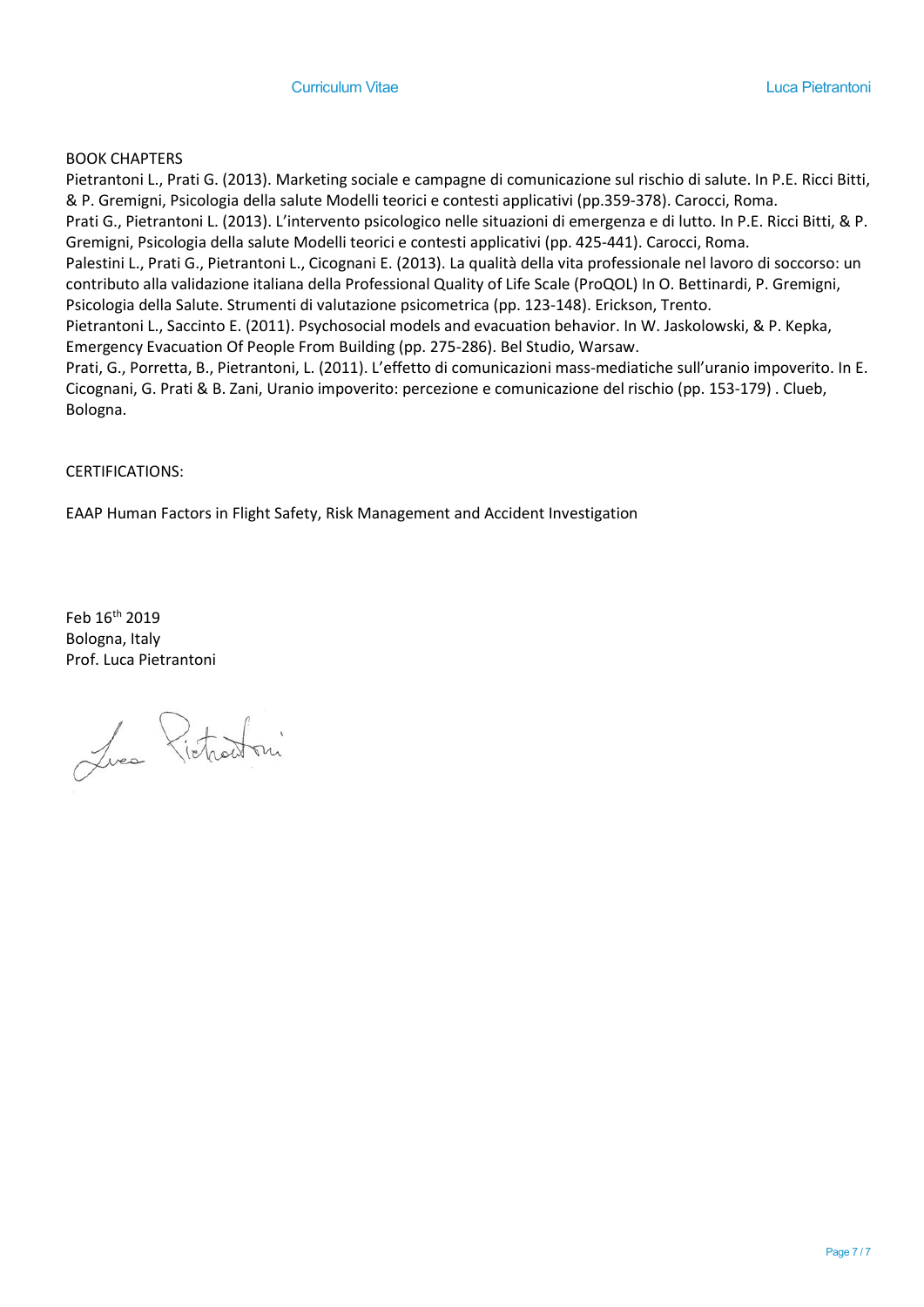BOOK CHAPTERS

Pietrantoni L., Prati G. (2013). Marketing sociale e campagne di comunicazione sul rischio di salute. In P.E. Ricci Bitti, & P. Gremigni, Psicologia della salute Modelli teorici e contesti applicativi (pp.359-378). Carocci, Roma.

Prati G., Pietrantoni L. (2013). L'intervento psicologico nelle situazioni di emergenza e di lutto. In P.E. Ricci Bitti, & P. Gremigni, Psicologia della salute Modelli teorici e contesti applicativi (pp. 425-441). Carocci, Roma.

Palestini L., Prati G., Pietrantoni L., Cicognani E. (2013). La qualità della vita professionale nel lavoro di soccorso: un contributo alla validazione italiana della Professional Quality of Life Scale (ProQOL) In O. Bettinardi, P. Gremigni, Psicologia della Salute. Strumenti di valutazione psicometrica (pp. 123-148). Erickson, Trento.

Pietrantoni L., Saccinto E. (2011). Psychosocial models and evacuation behavior. In W. Jaskolowski, & P. Kepka, Emergency Evacuation Of People From Building (pp. 275-286). Bel Studio, Warsaw.

Prati, G., Porretta, B., Pietrantoni, L. (2011). L'effetto di comunicazioni mass-mediatiche sull'uranio impoverito. In E. Cicognani, G. Prati & B. Zani, Uranio impoverito: percezione e comunicazione del rischio (pp. 153-179) . Clueb, Bologna.

CERTIFICATIONS:

EAAP Human Factors in Flight Safety, Risk Management and Accident Investigation

Feb 16th 2019
Bologna, Italy
Prof. Luca Pietrantoni

Luca Pietrantoni